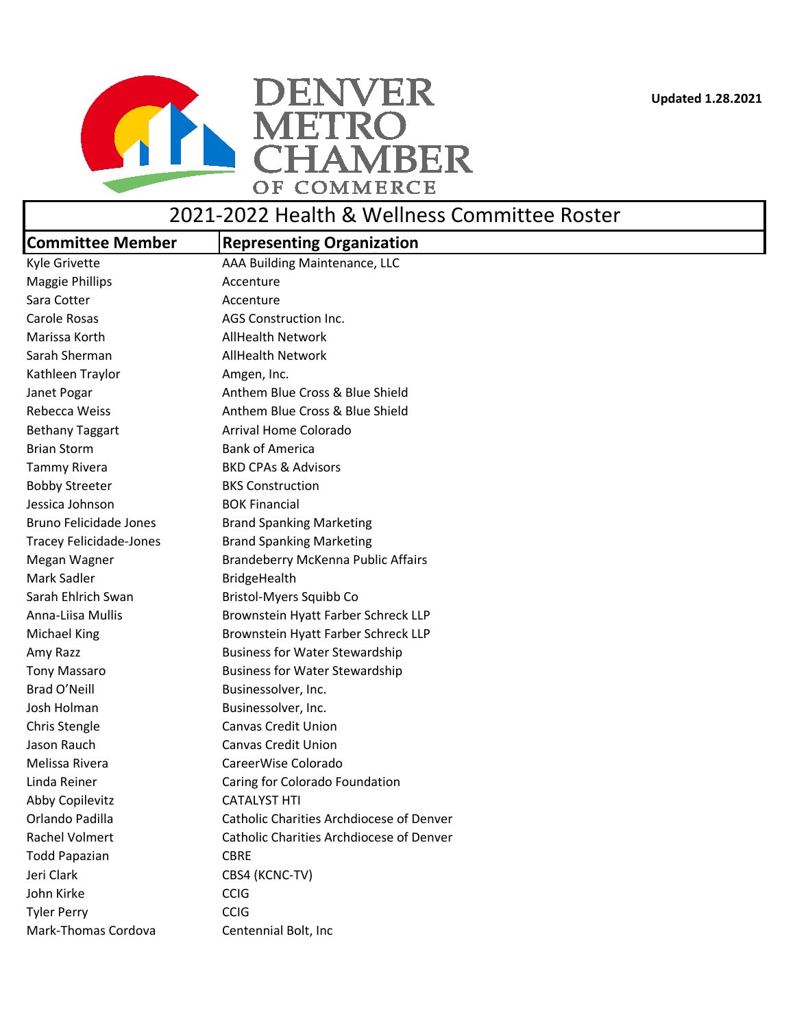Denver Metro Chamber of Commerce

**Updated 1.28.2021**

# 2021-2022 Health & Wellness Committee Roster

| Committee Member | Representing Organization |
|---|---|
| Kyle Grivette | AAA Building Maintenance, LLC |
| Maggie Phillips | Accenture |
| Sara Cotter | Accenture |
| Carole Rosas | AGS Construction Inc. |
| Marissa Korth | AllHealth Network |
| Sarah Sherman | AllHealth Network |
| Kathleen Traylor | Amgen, Inc. |
| Janet Pogar | Anthem Blue Cross & Blue Shield |
| Rebecca Weiss | Anthem Blue Cross & Blue Shield |
| Bethany Taggart | Arrival Home Colorado |
| Brian Storm | Bank of America |
| Tammy Rivera | BKD CPAs & Advisors |
| Bobby Streeter | BKS Construction |
| Jessica Johnson | BOK Financial |
| Bruno Felicidade Jones | Brand Spanking Marketing |
| Tracey Felicidade-Jones | Brand Spanking Marketing |
| Megan Wagner | Brandeberry McKenna Public Affairs |
| Mark Sadler | BridgeHealth |
| Sarah Ehlrich Swan | Bristol-Myers Squibb Co |
| Anna-Liisa Mullis | Brownstein Hyatt Farber Schreck LLP |
| Michael King | Brownstein Hyatt Farber Schreck LLP |
| Amy Razz | Business for Water Stewardship |
| Tony Massaro | Business for Water Stewardship |
| Brad O'Neill | Businessolver, Inc. |
| Josh Holman | Businessolver, Inc. |
| Chris Stengle | Canvas Credit Union |
| Jason Rauch | Canvas Credit Union |
| Melissa Rivera | CareerWise Colorado |
| Linda Reiner | Caring for Colorado Foundation |
| Abby Copilevitz | CATALYST HTI |
| Orlando Padilla | Catholic Charities Archdiocese of Denver |
| Rachel Volmert | Catholic Charities Archdiocese of Denver |
| Todd Papazian | CBRE |
| Jeri Clark | CBS4 (KCNC-TV) |
| John Kirke | CCIG |
| Tyler Perry | CCIG |
| Mark-Thomas Cordova | Centennial Bolt, Inc |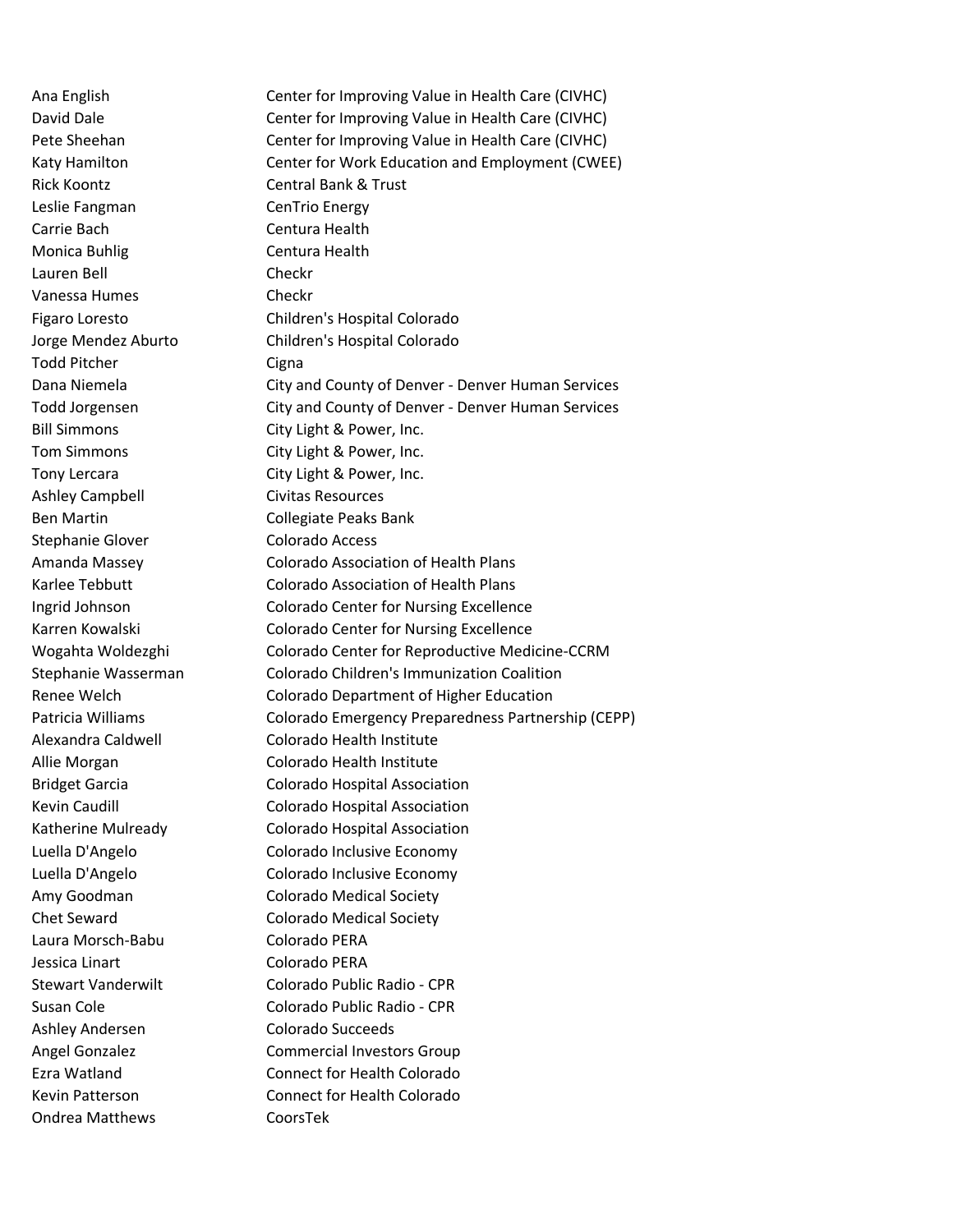| | |
|---|---|
| Ana English | Center for Improving Value in Health Care (CIVHC) |
| David Dale | Center for Improving Value in Health Care (CIVHC) |
| Pete Sheehan | Center for Improving Value in Health Care (CIVHC) |
| Katy Hamilton | Center for Work Education and Employment (CWEE) |
| Rick Koontz | Central Bank & Trust |
| Leslie Fangman | CenTrio Energy |
| Carrie Bach | Centura Health |
| Monica Buhlig | Centura Health |
| Lauren Bell | Checkr |
| Vanessa Humes | Checkr |
| Figaro Loresto | Children's Hospital Colorado |
| Jorge Mendez Aburto | Children's Hospital Colorado |
| Todd Pitcher | Cigna |
| Dana Niemela | City and County of Denver - Denver Human Services |
| Todd Jorgensen | City and County of Denver - Denver Human Services |
| Bill Simmons | City Light & Power, Inc. |
| Tom Simmons | City Light & Power, Inc. |
| Tony Lercara | City Light & Power, Inc. |
| Ashley Campbell | Civitas Resources |
| Ben Martin | Collegiate Peaks Bank |
| Stephanie Glover | Colorado Access |
| Amanda Massey | Colorado Association of Health Plans |
| Karlee Tebbutt | Colorado Association of Health Plans |
| Ingrid Johnson | Colorado Center for Nursing Excellence |
| Karren Kowalski | Colorado Center for Nursing Excellence |
| Wogahta Woldezghi | Colorado Center for Reproductive Medicine-CCRM |
| Stephanie Wasserman | Colorado Children's Immunization Coalition |
| Renee Welch | Colorado Department of Higher Education |
| Patricia Williams | Colorado Emergency Preparedness Partnership (CEPP) |
| Alexandra Caldwell | Colorado Health Institute |
| Allie Morgan | Colorado Health Institute |
| Bridget Garcia | Colorado Hospital Association |
| Kevin Caudill | Colorado Hospital Association |
| Katherine Mulready | Colorado Hospital Association |
| Luella D'Angelo | Colorado Inclusive Economy |
| Luella D'Angelo | Colorado Inclusive Economy |
| Amy Goodman | Colorado Medical Society |
| Chet Seward | Colorado Medical Society |
| Laura Morsch-Babu | Colorado PERA |
| Jessica Linart | Colorado PERA |
| Stewart Vanderwilt | Colorado Public Radio - CPR |
| Susan Cole | Colorado Public Radio - CPR |
| Ashley Andersen | Colorado Succeeds |
| Angel Gonzalez | Commercial Investors Group |
| Ezra Watland | Connect for Health Colorado |
| Kevin Patterson | Connect for Health Colorado |
| Ondrea Matthews | CoorsTek |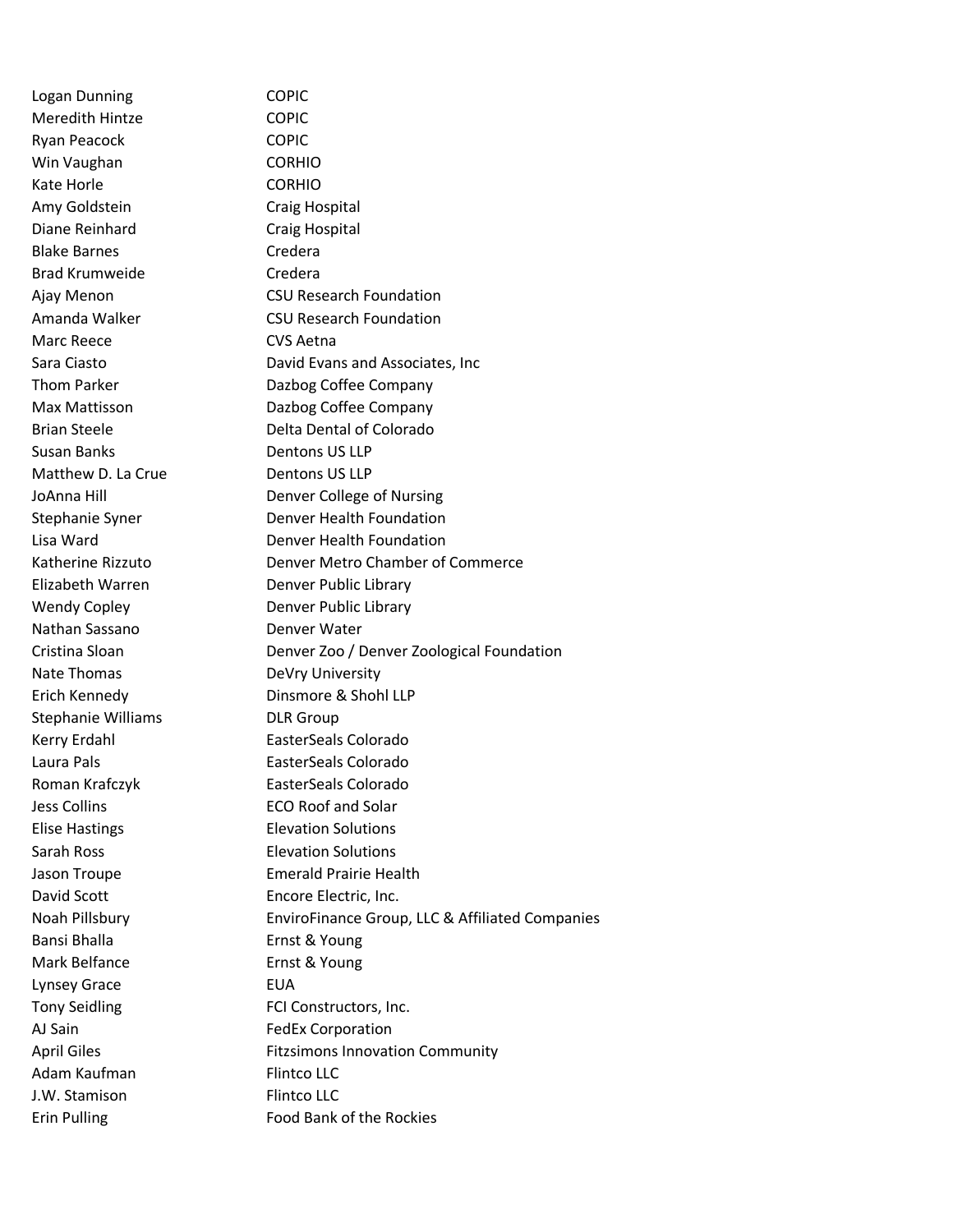| | |
|---|---|
| Logan Dunning | COPIC |
| Meredith Hintze | COPIC |
| Ryan Peacock | COPIC |
| Win Vaughan | CORHIO |
| Kate Horle | CORHIO |
| Amy Goldstein | Craig Hospital |
| Diane Reinhard | Craig Hospital |
| Blake Barnes | Credera |
| Brad Krumweide | Credera |
| Ajay Menon | CSU Research Foundation |
| Amanda Walker | CSU Research Foundation |
| Marc Reece | CVS Aetna |
| Sara Ciasto | David Evans and Associates, Inc |
| Thom Parker | Dazbog Coffee Company |
| Max Mattisson | Dazbog Coffee Company |
| Brian Steele | Delta Dental of Colorado |
| Susan Banks | Dentons US LLP |
| Matthew D. La Crue | Dentons US LLP |
| JoAnna Hill | Denver College of Nursing |
| Stephanie Syner | Denver Health Foundation |
| Lisa Ward | Denver Health Foundation |
| Katherine Rizzuto | Denver Metro Chamber of Commerce |
| Elizabeth Warren | Denver Public Library |
| Wendy Copley | Denver Public Library |
| Nathan Sassano | Denver Water |
| Cristina Sloan | Denver Zoo / Denver Zoological Foundation |
| Nate Thomas | DeVry University |
| Erich Kennedy | Dinsmore & Shohl LLP |
| Stephanie Williams | DLR Group |
| Kerry Erdahl | EasterSeals Colorado |
| Laura Pals | EasterSeals Colorado |
| Roman Krafczyk | EasterSeals Colorado |
| Jess Collins | ECO Roof and Solar |
| Elise Hastings | Elevation Solutions |
| Sarah Ross | Elevation Solutions |
| Jason Troupe | Emerald Prairie Health |
| David Scott | Encore Electric, Inc. |
| Noah Pillsbury | EnviroFinance Group, LLC & Affiliated Companies |
| Bansi Bhalla | Ernst & Young |
| Mark Belfance | Ernst & Young |
| Lynsey Grace | EUA |
| Tony Seidling | FCI Constructors, Inc. |
| AJ Sain | FedEx Corporation |
| April Giles | Fitzsimons Innovation Community |
| Adam Kaufman | Flintco LLC |
| J.W. Stamison | Flintco LLC |
| Erin Pulling | Food Bank of the Rockies |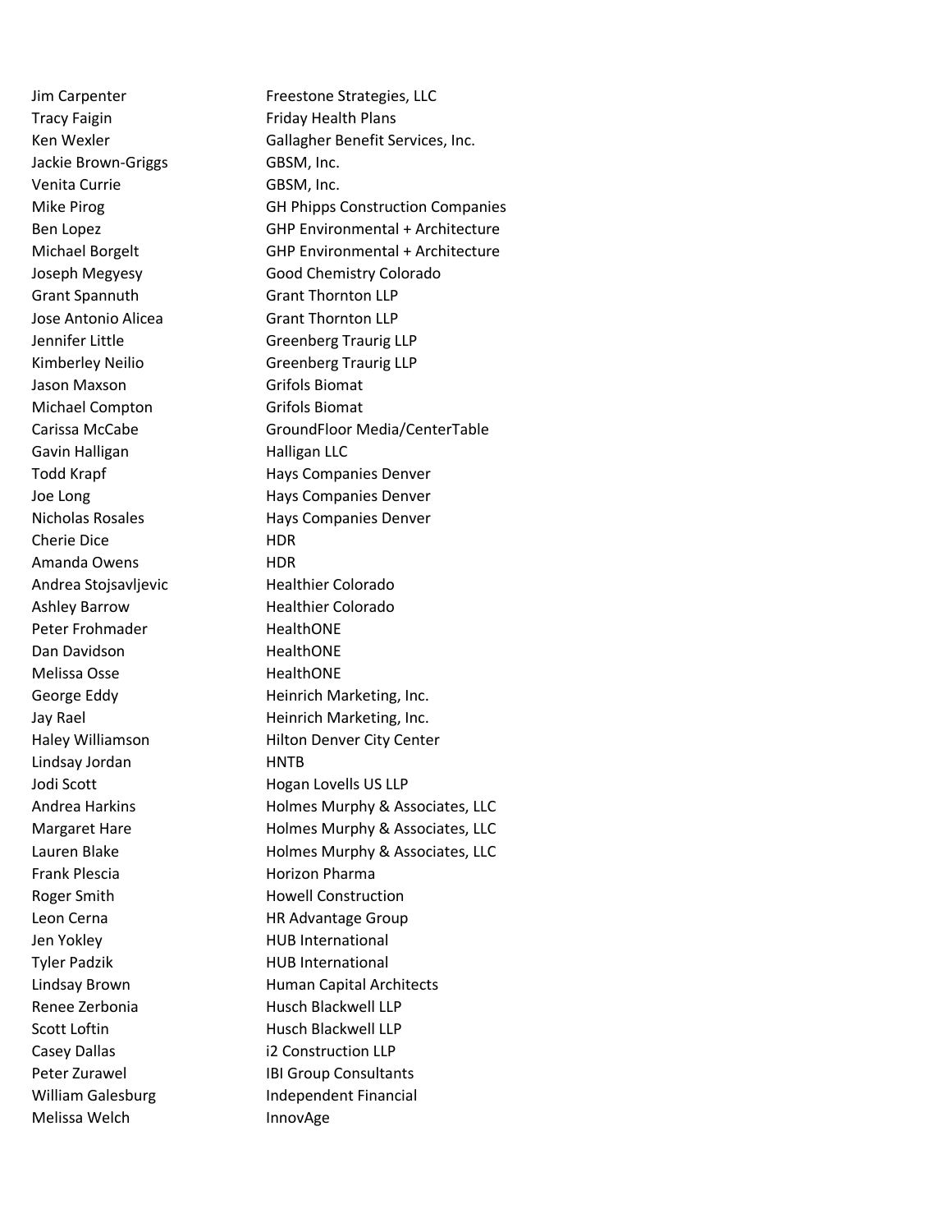| | |
|---|---|
| Jim Carpenter | Freestone Strategies, LLC |
| Tracy Faigin | Friday Health Plans |
| Ken Wexler | Gallagher Benefit Services, Inc. |
| Jackie Brown-Griggs | GBSM, Inc. |
| Venita Currie | GBSM, Inc. |
| Mike Pirog | GH Phipps Construction Companies |
| Ben Lopez | GHP Environmental + Architecture |
| Michael Borgelt | GHP Environmental + Architecture |
| Joseph Megyesy | Good Chemistry Colorado |
| Grant Spannuth | Grant Thornton LLP |
| Jose Antonio Alicea | Grant Thornton LLP |
| Jennifer Little | Greenberg Traurig LLP |
| Kimberley Neilio | Greenberg Traurig LLP |
| Jason Maxson | Grifols Biomat |
| Michael Compton | Grifols Biomat |
| Carissa McCabe | GroundFloor Media/CenterTable |
| Gavin Halligan | Halligan LLC |
| Todd Krapf | Hays Companies Denver |
| Joe Long | Hays Companies Denver |
| Nicholas Rosales | Hays Companies Denver |
| Cherie Dice | HDR |
| Amanda Owens | HDR |
| Andrea Stojsavljevic | Healthier Colorado |
| Ashley Barrow | Healthier Colorado |
| Peter Frohmader | HealthONE |
| Dan Davidson | HealthONE |
| Melissa Osse | HealthONE |
| George Eddy | Heinrich Marketing, Inc. |
| Jay Rael | Heinrich Marketing, Inc. |
| Haley Williamson | Hilton Denver City Center |
| Lindsay Jordan | HNTB |
| Jodi Scott | Hogan Lovells US LLP |
| Andrea Harkins | Holmes Murphy & Associates, LLC |
| Margaret Hare | Holmes Murphy & Associates, LLC |
| Lauren Blake | Holmes Murphy & Associates, LLC |
| Frank Plescia | Horizon Pharma |
| Roger Smith | Howell Construction |
| Leon Cerna | HR Advantage Group |
| Jen Yokley | HUB International |
| Tyler Padzik | HUB International |
| Lindsay Brown | Human Capital Architects |
| Renee Zerbonia | Husch Blackwell LLP |
| Scott Loftin | Husch Blackwell LLP |
| Casey Dallas | i2 Construction LLP |
| Peter Zurawel | IBI Group Consultants |
| William Galesburg | Independent Financial |
| Melissa Welch | InnovAge |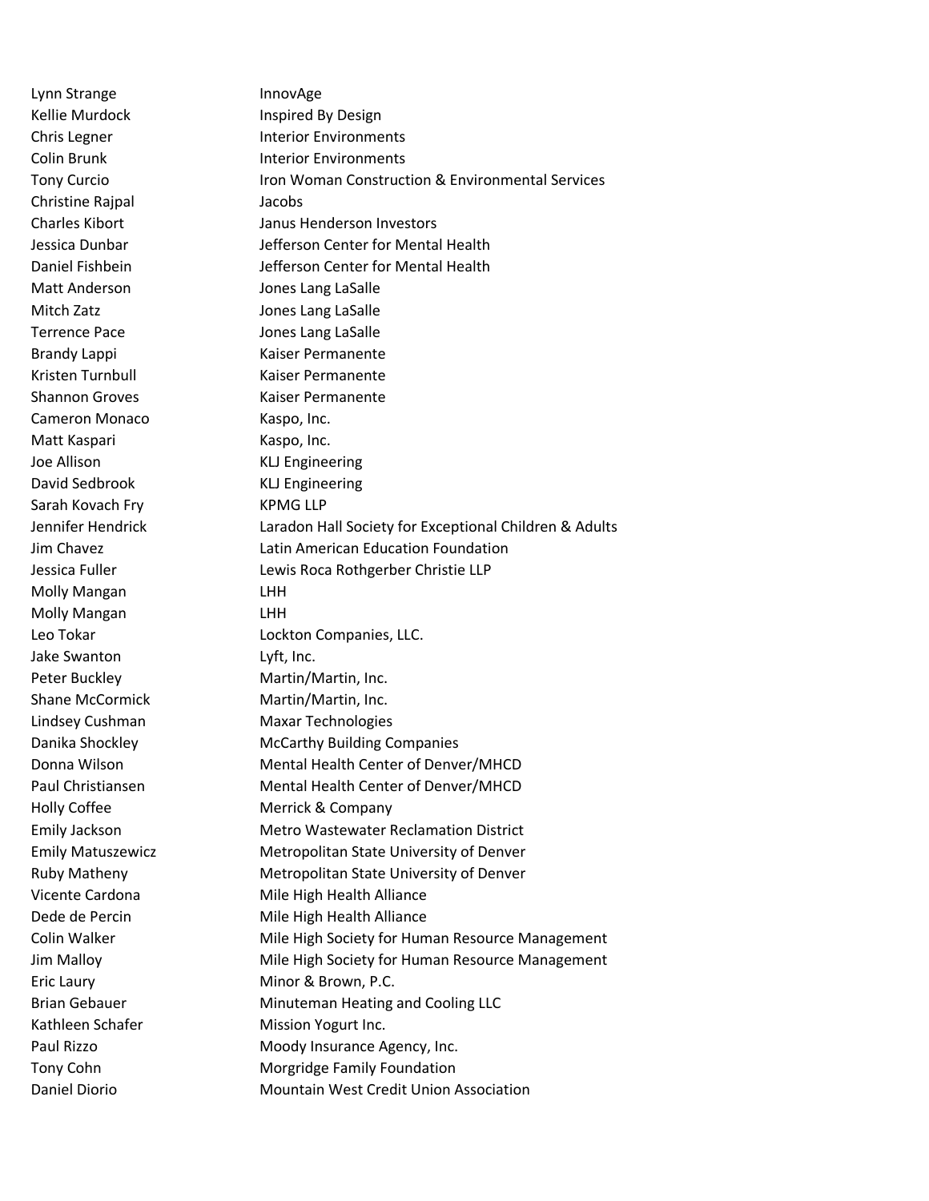| | |
|---|---|
| Lynn Strange | InnovAge |
| Kellie Murdock | Inspired By Design |
| Chris Legner | Interior Environments |
| Colin Brunk | Interior Environments |
| Tony Curcio | Iron Woman Construction & Environmental Services |
| Christine Rajpal | Jacobs |
| Charles Kibort | Janus Henderson Investors |
| Jessica Dunbar | Jefferson Center for Mental Health |
| Daniel Fishbein | Jefferson Center for Mental Health |
| Matt Anderson | Jones Lang LaSalle |
| Mitch Zatz | Jones Lang LaSalle |
| Terrence Pace | Jones Lang LaSalle |
| Brandy Lappi | Kaiser Permanente |
| Kristen Turnbull | Kaiser Permanente |
| Shannon Groves | Kaiser Permanente |
| Cameron Monaco | Kaspo, Inc. |
| Matt Kaspari | Kaspo, Inc. |
| Joe Allison | KLJ Engineering |
| David Sedbrook | KLJ Engineering |
| Sarah Kovach Fry | KPMG LLP |
| Jennifer Hendrick | Laradon Hall Society for Exceptional Children & Adults |
| Jim Chavez | Latin American Education Foundation |
| Jessica Fuller | Lewis Roca Rothgerber Christie LLP |
| Molly Mangan | LHH |
| Molly Mangan | LHH |
| Leo Tokar | Lockton Companies, LLC. |
| Jake Swanton | Lyft, Inc. |
| Peter Buckley | Martin/Martin, Inc. |
| Shane McCormick | Martin/Martin, Inc. |
| Lindsey Cushman | Maxar Technologies |
| Danika Shockley | McCarthy Building Companies |
| Donna Wilson | Mental Health Center of Denver/MHCD |
| Paul Christiansen | Mental Health Center of Denver/MHCD |
| Holly Coffee | Merrick & Company |
| Emily Jackson | Metro Wastewater Reclamation District |
| Emily Matuszewicz | Metropolitan State University of Denver |
| Ruby Matheny | Metropolitan State University of Denver |
| Vicente Cardona | Mile High Health Alliance |
| Dede de Percin | Mile High Health Alliance |
| Colin Walker | Mile High Society for Human Resource Management |
| Jim Malloy | Mile High Society for Human Resource Management |
| Eric Laury | Minor & Brown, P.C. |
| Brian Gebauer | Minuteman Heating and Cooling LLC |
| Kathleen Schafer | Mission Yogurt Inc. |
| Paul Rizzo | Moody Insurance Agency, Inc. |
| Tony Cohn | Morgridge Family Foundation |
| Daniel Diorio | Mountain West Credit Union Association |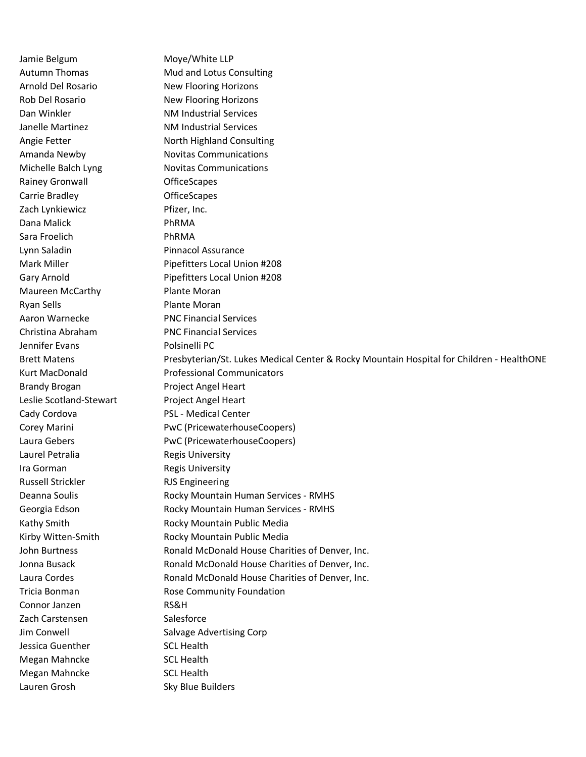| | |
|---|---|
| Jamie Belgum | Moye/White LLP |
| Autumn Thomas | Mud and Lotus Consulting |
| Arnold Del Rosario | New Flooring Horizons |
| Rob Del Rosario | New Flooring Horizons |
| Dan Winkler | NM Industrial Services |
| Janelle Martinez | NM Industrial Services |
| Angie Fetter | North Highland Consulting |
| Amanda Newby | Novitas Communications |
| Michelle Balch Lyng | Novitas Communications |
| Rainey Gronwall | OfficeScapes |
| Carrie Bradley | OfficeScapes |
| Zach Lynkiewicz | Pfizer, Inc. |
| Dana Malick | PhRMA |
| Sara Froelich | PhRMA |
| Lynn Saladin | Pinnacol Assurance |
| Mark Miller | Pipefitters Local Union #208 |
| Gary Arnold | Pipefitters Local Union #208 |
| Maureen McCarthy | Plante Moran |
| Ryan Sells | Plante Moran |
| Aaron Warnecke | PNC Financial Services |
| Christina Abraham | PNC Financial Services |
| Jennifer Evans | Polsinelli PC |
| Brett Matens | Presbyterian/St. Lukes Medical Center & Rocky Mountain Hospital for Children - HealthONE |
| Kurt MacDonald | Professional Communicators |
| Brandy Brogan | Project Angel Heart |
| Leslie Scotland-Stewart | Project Angel Heart |
| Cady Cordova | PSL - Medical Center |
| Corey Marini | PwC (PricewaterhouseCoopers) |
| Laura Gebers | PwC (PricewaterhouseCoopers) |
| Laurel Petralia | Regis University |
| Ira Gorman | Regis University |
| Russell Strickler | RJS Engineering |
| Deanna Soulis | Rocky Mountain Human Services - RMHS |
| Georgia Edson | Rocky Mountain Human Services - RMHS |
| Kathy Smith | Rocky Mountain Public Media |
| Kirby Witten-Smith | Rocky Mountain Public Media |
| John Burtness | Ronald McDonald House Charities of Denver, Inc. |
| Jonna Busack | Ronald McDonald House Charities of Denver, Inc. |
| Laura Cordes | Ronald McDonald House Charities of Denver, Inc. |
| Tricia Bonman | Rose Community Foundation |
| Connor Janzen | RS&H |
| Zach Carstensen | Salesforce |
| Jim Conwell | Salvage Advertising Corp |
| Jessica Guenther | SCL Health |
| Megan Mahncke | SCL Health |
| Megan Mahncke | SCL Health |
| Lauren Grosh | Sky Blue Builders |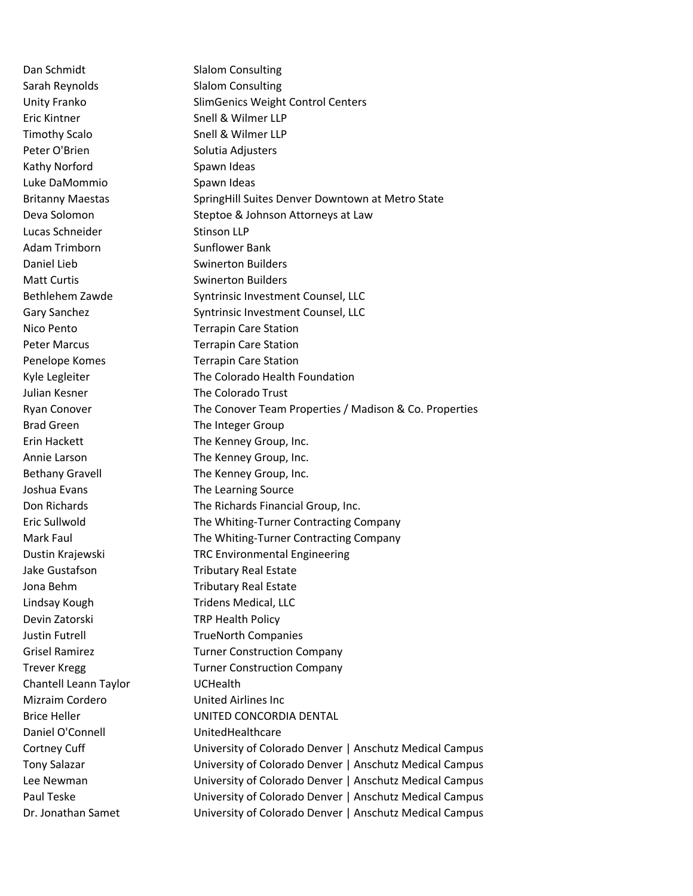| | |
|---|---|
| Dan Schmidt | Slalom Consulting |
| Sarah Reynolds | Slalom Consulting |
| Unity Franko | SlimGenics Weight Control Centers |
| Eric Kintner | Snell & Wilmer LLP |
| Timothy Scalo | Snell & Wilmer LLP |
| Peter O'Brien | Solutia Adjusters |
| Kathy Norford | Spawn Ideas |
| Luke DaMommio | Spawn Ideas |
| Britanny Maestas | SpringHill Suites Denver Downtown at Metro State |
| Deva Solomon | Steptoe & Johnson Attorneys at Law |
| Lucas Schneider | Stinson LLP |
| Adam Trimborn | Sunflower Bank |
| Daniel Lieb | Swinerton Builders |
| Matt Curtis | Swinerton Builders |
| Bethlehem Zawde | Syntrinsic Investment Counsel, LLC |
| Gary Sanchez | Syntrinsic Investment Counsel, LLC |
| Nico Pento | Terrapin Care Station |
| Peter Marcus | Terrapin Care Station |
| Penelope Komes | Terrapin Care Station |
| Kyle Legleiter | The Colorado Health Foundation |
| Julian Kesner | The Colorado Trust |
| Ryan Conover | The Conover Team Properties / Madison & Co. Properties |
| Brad Green | The Integer Group |
| Erin Hackett | The Kenney Group, Inc. |
| Annie Larson | The Kenney Group, Inc. |
| Bethany Gravell | The Kenney Group, Inc. |
| Joshua Evans | The Learning Source |
| Don Richards | The Richards Financial Group, Inc. |
| Eric Sullwold | The Whiting-Turner Contracting Company |
| Mark Faul | The Whiting-Turner Contracting Company |
| Dustin Krajewski | TRC Environmental Engineering |
| Jake Gustafson | Tributary Real Estate |
| Jona Behm | Tributary Real Estate |
| Lindsay Kough | Tridens Medical, LLC |
| Devin Zatorski | TRP Health Policy |
| Justin Futrell | TrueNorth Companies |
| Grisel Ramirez | Turner Construction Company |
| Trever Kregg | Turner Construction Company |
| Chantell Leann Taylor | UCHealth |
| Mizraim Cordero | United Airlines Inc |
| Brice Heller | UNITED CONCORDIA DENTAL |
| Daniel O'Connell | UnitedHealthcare |
| Cortney Cuff | University of Colorado Denver \| Anschutz Medical Campus |
| Tony Salazar | University of Colorado Denver \| Anschutz Medical Campus |
| Lee Newman | University of Colorado Denver \| Anschutz Medical Campus |
| Paul Teske | University of Colorado Denver \| Anschutz Medical Campus |
| Dr. Jonathan Samet | University of Colorado Denver \| Anschutz Medical Campus |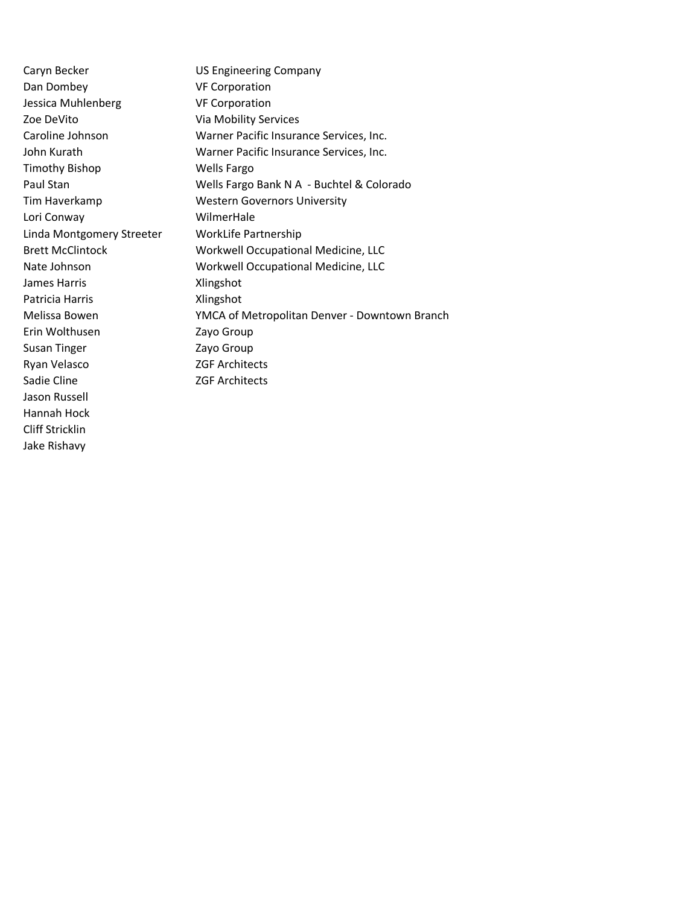| | |
|---|---|
| Caryn Becker | US Engineering Company |
| Dan Dombey | VF Corporation |
| Jessica Muhlenberg | VF Corporation |
| Zoe DeVito | Via Mobility Services |
| Caroline Johnson | Warner Pacific Insurance Services, Inc. |
| John Kurath | Warner Pacific Insurance Services, Inc. |
| Timothy Bishop | Wells Fargo |
| Paul Stan | Wells Fargo Bank N A - Buchtel & Colorado |
| Tim Haverkamp | Western Governors University |
| Lori Conway | WilmerHale |
| Linda Montgomery Streeter | WorkLife Partnership |
| Brett McClintock | Workwell Occupational Medicine, LLC |
| Nate Johnson | Workwell Occupational Medicine, LLC |
| James Harris | Xlingshot |
| Patricia Harris | Xlingshot |
| Melissa Bowen | YMCA of Metropolitan Denver - Downtown Branch |
| Erin Wolthusen | Zayo Group |
| Susan Tinger | Zayo Group |
| Ryan Velasco | ZGF Architects |
| Sadie Cline | ZGF Architects |
| Jason Russell | |
| Hannah Hock | |
| Cliff Stricklin | |
| Jake Rishavy | |